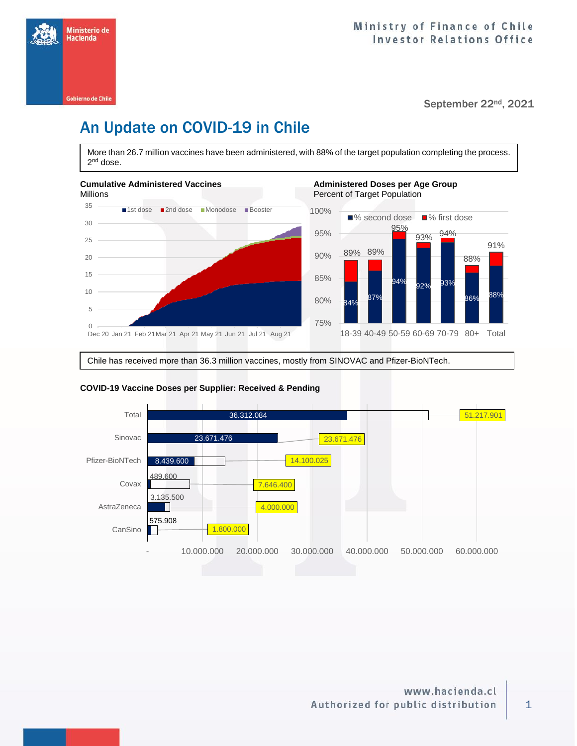Ministry of Finance of Chile
Investor Relations Office

September 22nd, 2021

# An Update on COVID-19 in Chile

More than 26.7 million vaccines have been administered, with 88% of the target population completing the process. 2nd dose.

**Cumulative Administered Vaccines**
Millions

Legend: 1st dose, 2nd dose, Monodose, Booster

Y-axis: 0, 5, 10, 15, 20, 25, 30, 35
X-axis: Dec 20, Jan 21, Feb 21, Mar 21, Apr 21, May 21, Jun 21, Jul 21, Aug 21

**Administered Doses per Age Group**
Percent of Target Population

| Age Group | % second dose | % first dose |
|---|---|---|
| 18-39 | 84% | 89% |
| 40-49 | 87% | 89% |
| 50-59 | 94% | 95% |
| 60-69 | 92% | 93% |
| 70-79 | 93% | 94% |
| 80+ | 86% | 88% |
| Total | 88% | 91% |

Chile has received more than 36.3 million vaccines, mostly from SINOVAC and Pfizer-BioNTech.

**COVID-19 Vaccine Doses per Supplier: Received & Pending**

| Supplier | Received | Total |
|---|---|---|
| Total | 36.312.084 | 51.217.901 |
| Sinovac | 23.671.476 | 23.671.476 |
| Pfizer-BioNTech | 8.439.600 | 14.100.025 |
| Covax | 489.600 | 7.646.400 |
| AstraZeneca | 3.135.500 | 4.000.000 |
| CanSino | 575.908 | 1.800.000 |

X-axis: -, 10.000.000, 20.000.000, 30.000.000, 40.000.000, 50.000.000, 60.000.000

www.hacienda.cl
Authorized for public distribution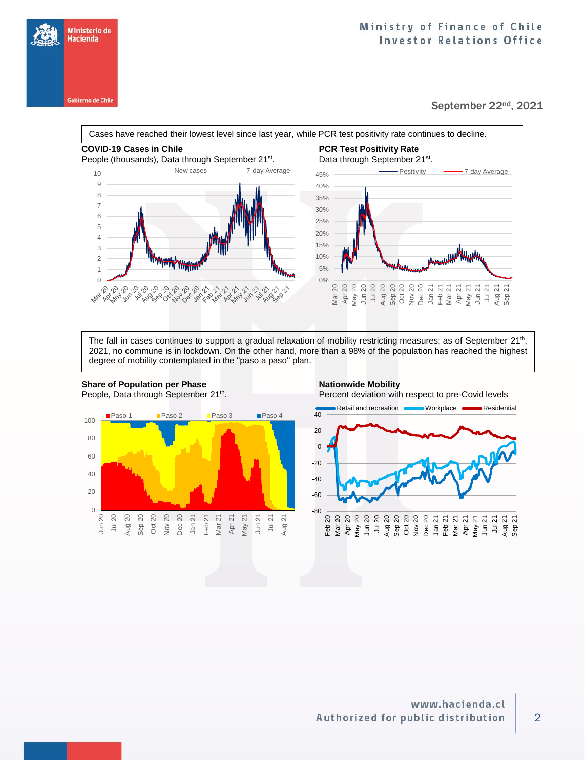September 22nd, 2021

Cases have reached their lowest level since last year, while PCR test positivity rate continues to decline.

**COVID-19 Cases in Chile**
People (thousands), Data through September 21st.

**PCR Test Positivity Rate**
Data through September 21st.

The fall in cases continues to support a gradual relaxation of mobility restricting measures; as of September 21th, 2021, no commune is in lockdown. On the other hand, more than a 98% of the population has reached the highest degree of mobility contemplated in the "paso a paso" plan.

**Share of Population per Phase**
People, Data through September 21th.

**Nationwide Mobility**
Percent deviation with respect to pre-Covid levels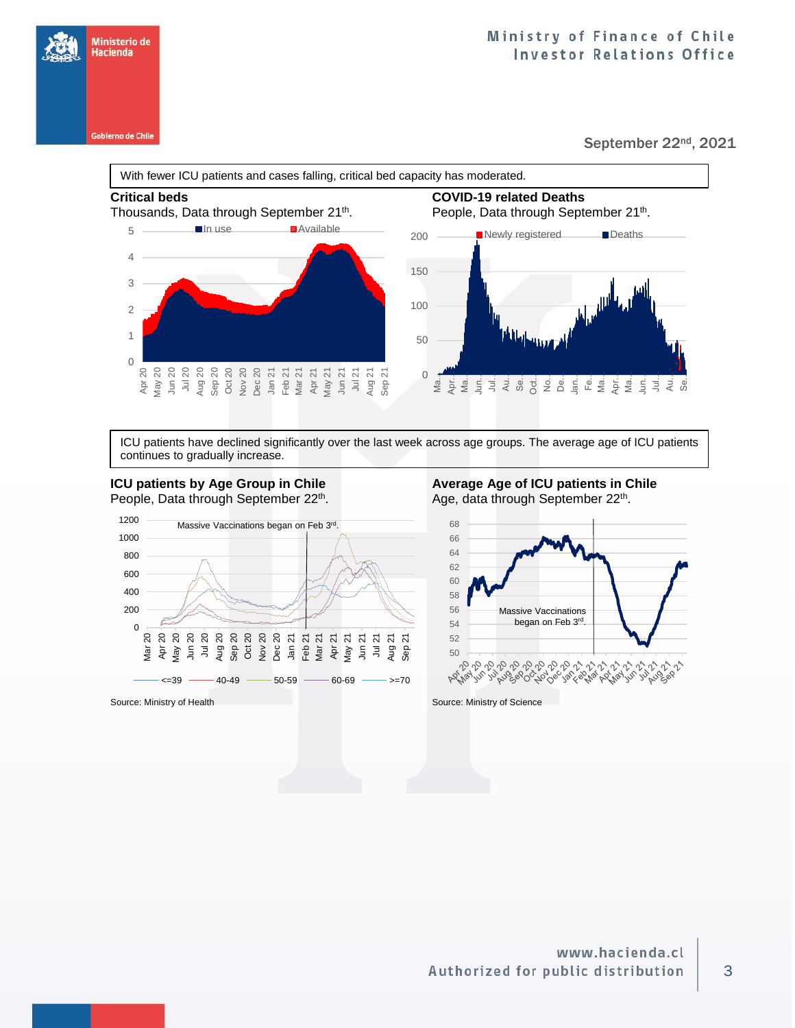With fewer ICU patients and cases falling, critical bed capacity has moderated.

**Critical beds**
Thousands, Data through September 21th.

In use
Available

5
4
3
2
1
0

Apr 20 May 20 Jun 20 Jul 20 Aug 20 Sep 20 Oct 20 Nov 20 Dec 20 Jan 21 Feb 21 Mar 21 Apr 21 May 21 Jun 21 Jul 21 Aug 21 Sep 21

**COVID-19 related Deaths**
People, Data through September 21th.

Newly registered
Deaths

200
150
100
50
0

Ma.. Apr.. Ma.. Jun.. Jul.. Au.. Se.. Oct.. No.. De.. Jan.. Fe.. Ma.. Apr.. Ma.. Jun.. Jul.. Au.. Se..

ICU patients have declined significantly over the last week across age groups. The average age of ICU patients continues to gradually increase.

**ICU patients by Age Group in Chile**
People, Data through September 22th.

Massive Vaccinations began on Feb 3rd.

1200
1000
800
600
400
200
0

Mar 20 Apr 20 May 20 Jun 20 Jul 20 Aug 20 Sep 20 Oct 20 Nov 20 Dec 20 Jan 21 Feb 21 Mar 21 Apr 21 May 21 Jun 21 Jul 21 Aug 21 Sep 21

<=39 40-49 50-59 60-69 >=70

Source: Ministry of Health

**Average Age of ICU patients in Chile**
Age, data through September 22th.

68
66
64
62
60
58
56
54
52
50

Massive Vaccinations began on Feb 3rd.

Apr 20 May 20 Jun 20 Jul 20 Aug 20 Sep 20 Oct 20 Nov 20 Dec 20 Jan 21 Feb 21 Mar 21 Apr 21 May 21 Jun 21 Jul 21 Aug 21 Sep 21

Source: Ministry of Science